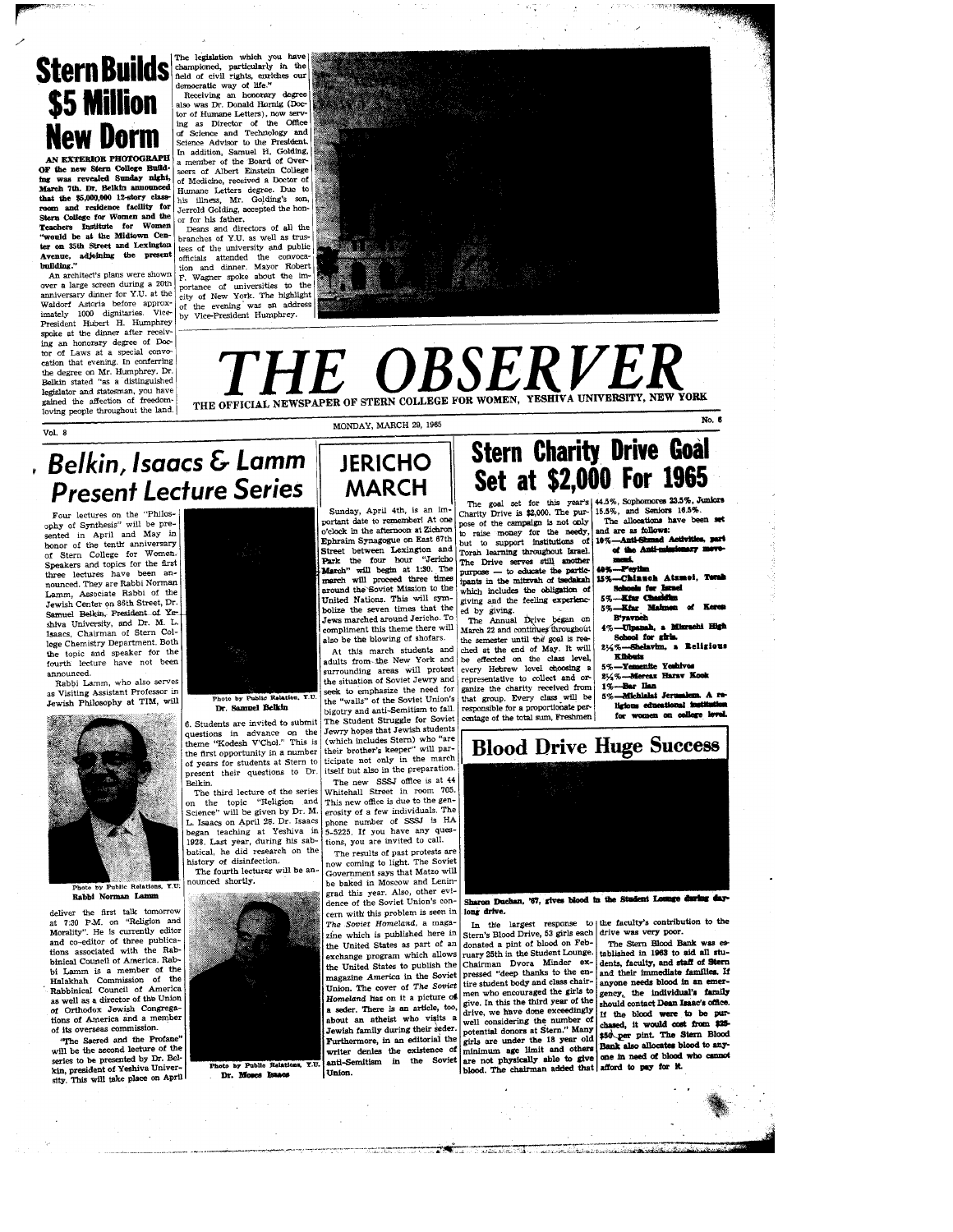# Stern Builds $5 Million New Dorm

**AN EXTERIOR PHOTOGRAPH OF the new Stern College Building was revealed Sunday night, March 7th. Dr. Belkin announced that the $5,000,000 12-story classroom and residence facility for Stern College for Women and the Teachers Institute for Women "would be at the Midtown Center on 35th Street and Lexington Avenue, adjoining the present building."**

An architect's plans were shown over a large screen during a 20th anniversary dinner for Y.U. at the Waldorf Astoria before approximately 1000 dignitaries. Vice-President Hubert H. Humphrey spoke at the dinner after receiving an honorary degree of Doctor of Laws at a special convocation that evening. In conferring the degree on Mr. Humphrey, Dr. Belkin stated "as a distinguished legislator and statesman, you have gained the affection of freedom-loving people throughout the land. The legislation which you have championed, particularly in the field of civil rights, enriches our democratic way of life."

Receiving an honorary degree also was Dr. Donald Hornig (Doctor of Humane Letters), now serving as Director of the Office of Science and Technology and Science Advisor to the President. In addition, Samuel H. Golding, a member of the Board of Overseers of Albert Einstein College of Medicine, received a Doctor of Humane Letters degree. Due to his illness, Mr. Golding's son, Jerrold Golding, accepted the honor for his father.

Deans and directors of all the branches of Y.U. as well as trustees of the university and public officials attended the convocation and dinner. Mayor Robert F. Wagner spoke about the importance of universities to the city of New York. The highlight of the evening was an address by Vice-President Humphrey.

# THE OBSERVER

THE OFFICIAL NEWSPAPER OF STERN COLLEGE FOR WOMEN, YESHIVA UNIVERSITY, NEW YORK

Vol. 8 — MONDAY, MARCH 29, 1965 — No. 6

## Belkin, Isaacs & Lamm Present Lecture Series

Four lectures on the "Philosophy of Synthesis" will be presented in April and May in honor of the tenth anniversary of Stern College for Women. Speakers and topics for the first three lectures have been announced. They are Rabbi Norman Lamm, Associate Rabbi of the Jewish Center on 86th Street, Dr. Samuel Belkin, President of Yeshiva University, and Dr. M. L. Isaacs, Chairman of Stern College Chemistry Department. Both the topic and speaker for the fourth lecture have not been announced.

Rabbi Lamm, who also serves as Visiting Assistant Professor in Jewish Philosophy at TIM, will deliver the first talk tomorrow at 7:30 P.M. on "Religion and Morality". He is currently editor and co-editor of three publications associated with the Rabbinical Council of America. Rabbi Lamm is a member of the Halakhah Commission of the Rabbinical Council of America as well as a director of the Union of Orthodox Jewish Congregations of America and a member of its overseas commission.

Photo by Public Relations, Y.U.
Rabbi Norman Lamm

"The Sacred and the Profane" will be the second lecture of the series to be presented by Dr. Belkin, president of Yeshiva University. This will take place on April 6. Students are invited to submit questions in advance on the theme "Kodesh V'Chol." This is the first opportunity in a number of years for students at Stern to present their questions to Dr. Belkin.

Photo by Public Relations, Y.U.
Dr. Samuel Belkin

The third lecture of the series on the topic "Religion and Science" will be given by Dr. M. L. Isaacs on April 28. Dr. Isaacs began teaching at Yeshiva in 1928. Last year, during his sabbatical, he did research on the history of disinfection.

The fourth lecturer will be announced shortly.

Photo by Public Relations, Y.U.
Dr. Moses Isaacs

## JERICHO MARCH

Sunday, April 4th, is an important date to remember! At one o'clock in the afternoon at Zichron Ephraim Synagogue on East 67th Street between Lexington and Park the four hour "Jericho March" will begin at 1:30. The march will proceed three times around the Soviet Mission to the United Nations. This will symbolize the seven times that the Jews marched around Jericho. To compliment this theme there will also be the blowing of shofars.

At this march students and adults from the New York and surrounding areas will protest the situation of Soviet Jewry and seek to emphasize the need for the "walls" of the Soviet Union's bigotry and anti-Semitism to fall. The Student Struggle for Soviet Jewry hopes that Jewish students (which includes Stern) who "are their brother's keeper" will participate not only in the march itself but also in the preparation.

The new SSSJ office is at 44 Whitehall Street in room 705. This new office is due to the generosity of a few individuals. The phone number of SSSJ is HA 5-5225. If you have any questions, you are invited to call.

The results of past protests are now coming to light. The Soviet Government says that Matzo will be baked in Moscow and Leningrad this year. Also, other evidence of the Soviet Union's concern with this problem is seen in *The Soviet Homeland*, a magazine which is published here in the United States as part of an exchange program which allows the United States to publish the magazine *America* in the Soviet Union. The cover of *The Soviet Homeland* has on it a picture of a seder. There is an article, too, about an atheist who visits a Jewish family during their seder. Furthermore, in an editorial the writer denies the existence of anti-Semitism in the Soviet Union.

## Stern Charity Drive Goal Set at $2,000 For 1965

The goal set for this year's Charity Drive is $2,000. The purpose of the campaign is not only to raise money for the needy, but to support institutions of Torah learning throughout Israel. The Drive serves still another purpose — to educate the participants in the mitzvah of tsedakah which includes the obligation of giving and the feeling experienced by giving.

The Annual Drive began on March 22 and continues throughout the semester until the goal is reached at the end of May. It will be effected on the class level, every Hebrew level choosing a representative to collect and organize the charity received from that group. Every class will be responsible for a proportionate percentage of the total sum, Freshmen 44.5%, Sophomores 23.5%, Juniors 15.5%, and Seniors 16.5%.

The allocations have been set and are as follows:

- **10%—Anti-Shmad Activities, part of the Anti-missionary movement.**
- **40%—Peylim**
- **15%—Chinuch Atzmai, Torah Schools for Israel**
- **5%—Kfar Chasidim**
- **5%—Kfar Maimon of Keren B'yavneh**
- **4%—Ulpanah, a Mizrachi High School for girls.**
- **2½%—Shelavim, a Religious Kibbutz**
- **5%—Yemenite Yeshivos**
- **2½%—Mercaz Harav Kook**
- **1%—Bar Ilan**
- **5%—Michlalah Jerusalem. A religious educational institution for women on college level.**

## Blood Drive Huge Success

Sharon Duchan, '67, gives blood in the Student Lounge during day-long drive.

In the largest response to Stern's Blood Drive, 53 girls each donated a pint of blood on February 25th in the Student Lounge. Chairman Dvora Minder expressed "deep thanks to the entire student body and class chairmen who encouraged the girls to give. In this the third year of the drive, we have done exceedingly well considering the number of potential donors at Stern." Many girls are under the 18 year old minimum age limit and others are not physically able to give blood. The chairman added that the faculty's contribution to the drive was very poor.

The Stern Blood Bank was established in 1963 to aid all students, faculty, and staff of Stern and their immediate families. If anyone needs blood in an emergency, the individual's family should contact Dean Isaac's office. If the blood were to be purchased, it would cost from $25-$50 per pint. The Stern Blood Bank also allocates blood to anyone in need of blood who cannot afford to pay for it.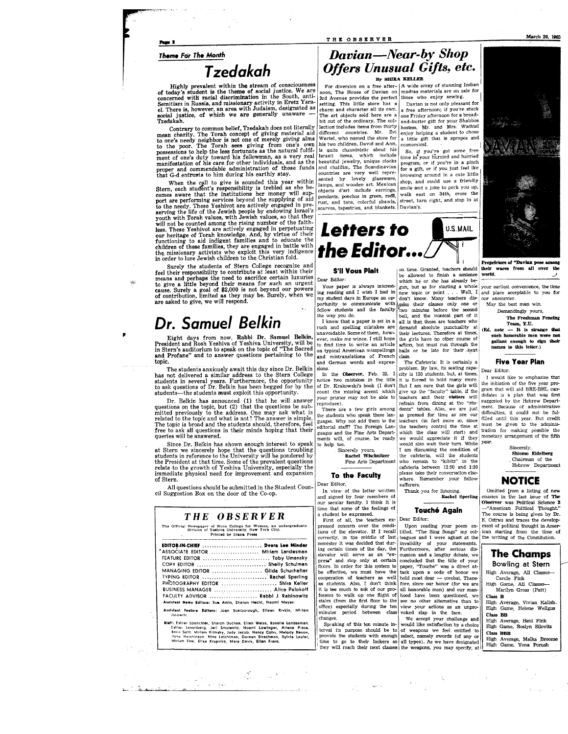### Theme For The Month

# Tzedakah

Highly prevalent within the stream of consciousness of today's student is the theme of social justice. We are concerned with racial discrimination in the South, anti-Semitism in Russia, and missionary activity in Eretz Yisrael. There is, however, an area with Judaism, designated as social justice, of which we are generally unaware — Tzedakah.

Contrary to common belief, Tzedakah does not literally mean charity. The Torah concept of giving material aid to one's needy neighbor is not one of merely giving alms to the poor. The Torah sees giving from one's own possessions to help the less fortunate as the natural fulfillment of one's duty toward his fellowman, as a very real manifestation of his care for other individuals, and as the proper and commendable administration of those funds that G-d entrusts to him during his earthly stay.

When the call to give is sounded this year within Stern, each student's responsibility is trebled as she becomes aware that the institutions her money will support are performing services beyond the supplying of aid to the needy. These Yeshivot are actively engaged in preserving the life of the Jewish people by endowing Israel's youth with Torah values, with Jewish values, so that they will not be counted among the rising number of the faithless. These Yeshivot are actively engaged in perpetuating our heritage of Torah knowledge. And, by virtue of their functioning to aid indigent families and to educate the children of these families, they are engaged in battle with the missionary activists who exploit this very indigence in order to lure Jewish children to the Christian fold.

Surely the students of Stern College recognize and feel their responsibility to contribute at least within their means and perhaps the need to sacrifice certain luxuries to give a little beyond their means for such an urgent cause. Surely a goal of $2,000 is not beyond our powers of contribution, limited as they may be. Surely, when we are asked to give, we will respond.

# Dr. Samuel Belkin

Eight days from now, Rabbi Dr. Samuel Belkin, President and Rosh Yeshiva of Yeshiva University, will be in Stern's auditorium to speak on the topic of "The Sacred and Profane" and to answer questions pertaining to the topic.

The students anxiously await this day since Dr. Belkin has not delivered a similar address to the Stern College students in several years. Furthermore, the opportunity to ask questions of Dr. Belkin has been begged for by the students—the students **must** exploit this opportunity.

Dr. Belkin has announced (1) that he will answer questions on the topic, but (2) that the questions be submitted previously to the address. One may ask what is related to the topic and what is not? The answer is simple. The topic is broad and the students should, therefore, feel free to ask all questions in their minds hoping that their queries will be answered.

Since Dr. Belkin has shown enough interest to speak at Stern we sincerely hope that the questions troubling students in reference to the University will be pondered by the President at that time. Some of the prevalent questions relate to the growth of Yeshiva University, especially the immediate physical need for improvement and expansion of Stern.

All questions should be submitted in the Student Council Suggestion Box on the door of the Co-op.

## THE OBSERVER

The Official Newspaper of Stern College for Women, an undergraduate division of Yeshiva University, New York City.
Printed by Diana Press

| | |
|---|---|
| EDITOR-IN-CHIEF | Dvora Lee Minder |
| ASSOCIATE EDITOR | Miriam Landesman |
| FEATURE EDITOR | Toby Umansky |
| COPY EDITOR | Shelly Schulman |
| MANAGING EDITOR | Gilda Schuchalter |
| TYPING EDITOR | Rachel Sperling |
| PHOTOGRAPHY EDITOR | Shira Keller |
| BUSINESS MANAGER | Alice Palokoff |
| FACULTY ADVISOR | Rabbi J. Rabinowitz |

**Assistant News Editors:** Sue Amin, Sharon Hecht, Naomi Meyer.

**Assistant Feature Editors:** Joan Scarborough, Eileen Rivkin, Miriam Josowitz.

**Staff:** Esther Spenciner, Sharon Duchan, Ellen Weiss, Rosalie Landesman, Esther Levenberg, Jeri Smulevitz, Noemi Lowinger, Arlene Press, Bella Salti, Miriam Krinsky, Judy Jacob, Nancy Cohn, Melody Renov, Ilene Hutchinson, Nina Leichtman, Doreen Strachman, Sylvia Lauter, Miriam Fink, Elisa Krupnick, Mara Davis, Ellen Frank.

# Davian—Near-by Shop Offers Unusual Gifts, etc.

By SHIRA KELLER

For diversion on a free afternoon, The House of Davian on 3rd Avenue provides the perfect setting. This little store has a charm and character all its own. The art objects sold here are a bit out of the ordinary. The collection includes items from thirty different countries. Mr. Zvi Wactel, who named the store for his two children, David and Ann, is quite chauvinistic about his Israeli items, which include beautiful jewelry, unique clocks and chalilim. The Scandinavian countries are very well represented by lovely glassware, lamps, and wooden art. Mexican objects d'art include earrings, pendants, ponchos in green, reds, rust, and tans, colorful shawls, scarves, tapestries, and blankets. A wide array of stunning Indian madras materials are on sale for those who enjoy sewing.

Davian is not only pleasant for a free afternoon; if you're stuck one Friday afternoon for a bread-and-butter gift for your Shabbos hostess, Mr. and Mrs. Wachtel enjoy helping a student to chose a little gift that is apropos and economical.

So, if you've got some free time in your hurried and harried program, or if you're in a pinch for a gift, or if you just feel like browsing around in a cute little shop, and could use a friendly smile and a joke to perk you up, walk east on 34th, cross the street, turn right, and stop in at Davian's.

Proprietors of "Davian pose among their wares from all over the world.

# Letters to the Editor...

### S'il Vous Plait

Dear Editor:

Your paper is always interesting reading and I wish I had in my student days in Europe an opportunity to communicate with fellow students and the faculty the way you do.

I know that a paper is set in a rush and spelling mistakes are unavoidable. Some of them, however, make me wince. I still hope to find time to write an article on typical American misspellings and mistranslations of French and German words and expressions.

In the **Observer**, Feb. 25, I notice two mistakes in the title of Dr. Krakowski's book (I don't count the missing accent which your printer may not be able to reproduce).

There are a few girls among the students who speak these languages. Why not add them to the editorial staff? The Foreign Languages and the Fine Arts Departments will, of course, be ready to help too.

Sincerely yours,
**Rachel Wischnitzer**
Fine Arts Department

### To the Faculty

Dear Editor,

In view of the letter written and signed by four members of our secular faculty. I think it is time that some of the feelings of a student be expressed.

First of all, the teachers expressed concern over the conditions of the elevator. If I recall correctly, in the middle of last semester it was decided that during certain times of the day, the elevator will serve as an "express" and stop only at certain floors. In order for this system to be effective, we must have the cooperation of teachers as well as students. Also, I don't think it is too much to ask of our professors to walk up one flight of stairs (from the first floor to the office) especially during the ten minutes period between class changes.

Speaking of this ten minute interval its purpose should be to provide the students with enough time to go to their lockers so they will reach their next classes on time. Granted, teachers should be allowed to finish a sentence which he or she has already begun, but as for starting a whole new topic or point . . . Well, I don't know. Many teachers dismiss their classes only one or two minutes before the second bell, and the ironical part of it all is that these are teachers who demand absolute punctuality at their lectures. Therefore at times, the girls have no other course of action, but must run through the halls or be late for their next class.

The Cafeteria: It is certainly a problem. By law, its seating capacity is 120 students, but, at times, it is forced to hold many more. But I am sure that the girls will give up the "faculty" table, if the teachers and their **visitors** will refrain from dining at the "students" tables. Also, we are just as pressed for time as are our teachers (in fact more so, since the teachers control the time at which the class will start) and we would also appreciate it if they would also wait their turn. While I am discussing the condition of the cafeteria, will the students who remain to "kibitz" in the cafeteria between 12:50 and 1:30 please take their conversation elsewhere. Remember your fellow sufferers.

Thank you for listening.
**Rachel Sperling**

### Touché Again

Dear Editor:

Upon reading your poem entitled, "The Sing Songs" my colleagues and I were aghast at the invalidity of your statements. Furthermore, after serious discussion and a lengthy debate, we concluded that the title of your paper, "Touche" was a direct attack upon a code of honor we hold most dear — combat. Therefore, since our honor (for we are all honorable men) and our manhood have been questioned, we see no other alternative than to view your actions as an unprovoked slap in the face.

We accept your challenge and would like satisfaction by a choice of weapons we feel entitled to select, namely swords (of any or all types). As we have designated the weapons, you may specify, at your earliest convenience, the time and place acceptable to you for our encounter.

May the best man win.

Demandingly yours,
**The Freshman Fencing Team, Y.U.**

**(Ed. note — It is strange that such honorable men were not gallant enough to sign their names to this letter.)**

### Five Year Plan

Dear Editor:

I would like to emphasize that the initiation of the five year program that will aid BRE-BHL candidates is a plan that was first suggested by the Hebrew Department. Because of administrative difficulties, it could not be fulfilled until this year. But credit must be given to the administration for making possible the monetary arrangement of the fifth year.

Sincerely,
**Shlomo Eidelberg**
Chairman of the Hebrew Department

## NOTICE

Omitted from a listing of new courses in the last issue of **The Observer** was Political Science 2 —"American Political Thought." The course is being given by Dr. E. Ostrau and traces the development of political thought in American starting from the time of the writing of the Constitution.

## The Champs

### Bowling at Stern

High Average, All Classes— Carole Fink
High Game, All Classes— Marilyn Gross (Patt)

**Class B**
High Average, Vivian Kalish
High Game, Helene Wellgus

**Class BB**
High Average, Heni Fink
High Game, Roslyn Silovitz

**Class BBB**
High Average, Malka Broome
High Game, Yona Porush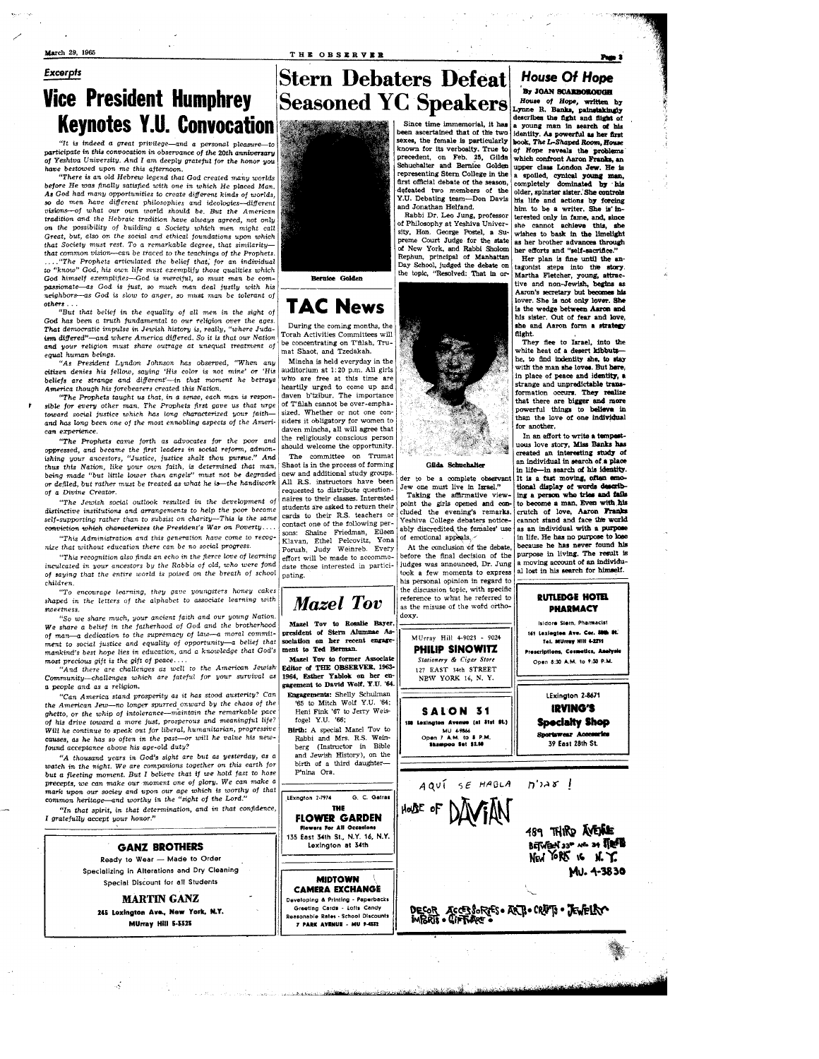*Excerpts*

# Vice President Humphrey Keynotes Y.U. Convocation

*"It is indeed a great privilege—and a personal pleasure—to participate in this convocation in observance of the 20th anniversary of Yeshiva University. And I am deeply grateful for the honor you have bestowed upon me this afternoon.*

*"There is an old Hebrew legend that God created many worlds before He was finally satisfied with one in which He placed Man. As God had many opportunities to create different kinds of worlds, so do men have different philosophies and ideologies—different visions—of what our own world should be. But the American tradition and the Hebraic tradition have always agreed, not only on the possibility of building a Society which men might call Great, but, also on the social and ethical foundations upon which that Society must rest. To a remarkable degree, that similarity—that common vision—can be traced to the teachings of the Prophets. ....'The Prophets articulated the belief that, for an individual to "know" God, his own life must exemplify those qualities which God himself exemplifies—God is merciful, so must man be compassionate—as God is just, so much man deal justly with his neighbors—as God is slow to anger, so must man be tolerant of others . . .*

*"But that belief in the equality of all men in the sight of God has been a truth fundamental to our religion over the ages. That democratic impulse in Jewish history is, really, "where Judaism differed"—and where America differed. So it is that our Nation and your religion must share outrage at unequal treatment of equal human beings.*

*"As President Lyndon Johnson has observed, "When any citizen denies his fellow, saying 'His color is not mine' or 'His beliefs are strange and different'—in that moment he betrays America though his forebearers created this Nation.*

*"The Prophets taught us that, in a sense, each man is responsible for every other man. The Prophets first gave us that urge toward social justice which has long characterized your faith—and has long been one of the most ennobling aspects of the American experience.*

*"The Prophets came forth as advocates for the poor and oppressed, and became the first leaders in social reform, admonishing your ancestors, "Justice, justice shalt thou pursue." And thus this Nation, like your own faith, is determined that man, being made "but little lower than angels" must not be degraded or defiled, but rather must be treated as what he is—the handiwork of a Divine Creator.*

*"The Jewish social outlook resulted in the development of distinctive institutions and arrangements to help the poor become self-supporting rather than to subsist on charity—This is the same conviction which characterizes the President's War on Poverty....*

*"This Administration and this generation have come to recognize that without education there can be no social progress.*

*"This recognition also finds an echo in the fierce love of learning inculcated in your ancestors by the Rabbis of old, who were fond of saying that the entire world is poised on the breath of school children.*

*"To encourage learning, they gave youngsters honey cakes shaped in the letters of the alphabet to associate learning with sweetness.*

*"So we share much, your ancient faith and our young Nation. We share a belief in the fatherhood of God and the brotherhood of man—a dedication to the supremacy of law—a moral commitment to social justice and equality of opportunity—a belief that mankind's best hope lies in education, and a knowledge that God's most precious gift is the gift of peace....*

*"And there are challenges as well to the American Jewish Community—challenges which are fateful for your survival as a people and as a religion.*

*"Can America stand prosperity as it has stood austerity? Can the American Jew—no longer spurred onward by the chaos of the ghetto, or the whip of intolerance—maintain the remarkable pace of his drive toward a more just, prosperous and meaningful life? Will he continue to speak out for liberal, humanitarian, progressive causes, as he has so often in the past—or will he value his new-found acceptance above his age-old duty?*

*"A thousand years in God's sight are but as yesterday, as a watch in the night. We are companions together on this earth for but a fleeting moment. But I believe that if we hold fast to hose precepts, we can make our moment one of glory. We can make a mark upon our sociey and upon our age which is worthy of that common heritage—and worthy in the "sight of the Lord."*

*"In that spirit, in that determination, and in that confidence, I gratefully accept your honor."*

---

**GANZ BROTHERS**

Ready to Wear — Made to Order

Specializing in Alterations and Dry Cleaning

Special Discount for all Students

**MARTIN GANZ**

245 Lexington Ave., New York, N.Y.

MUrray Hill 5-5325

---

# Stern Debaters Defeat Seasoned YC Speakers

Bernice Golden

Since time immemorial, it has been ascertained that of the two sexes, the female is particularly known for its verbosity. True to precedent, on Feb. 25, Gilda Schuchalter and Bernice Golden representing Stern College in the first official debate of the season, defeated two members of the Y.U. Debating team—Don Davis and Jonathan Helfand.

Rabbi Dr. Leo Jung, professor of Philosophy at Yeshiva University, Hon. George Postel, a Supreme Court Judge for the state of New York, and Rabbi Sholom Rephun, principal of Manhattan Day School, judged the debate on the topic, "Resolved: That in order to be a complete observant Jew one must live in Israel."

Gilda Schuchalter

Taking the affirmative viewpoint the girls opened and concluded the evening's remarks. Yeshiva College debaters noticeably discredited the females' use of emotional appeals.

At the conclusion of the debate, before the final decision of the judges was announced, Dr. Jung took a few moments to express his personal opinion in regard to the discussion topic, with specific reference to what he referred to as the misuse of the word orthodoxy.

---

# TAC News

During the coming months, the Torah Activities Committees will be concentrating on T'filah, Trumat Shaot, and Tzedakah.

Mincha is held everyday in the auditorium at 1:20 p.m. All girls who are free at this time are heartily urged to come up and daven b'tzibur. The importance of T'filah cannot be over-emphasized. Whether or not one considers it obligatory for women to daven mincha, all will agree that the religiously conscious person should welcome the opportunity.

The committee on Trumat Shaot is in the process of forming new and additional study groups. All R.S. instructors have been requested to distribute questionnaires to their classes. Interested students are asked to return their cards to their R.S. teachers or contact one of the following persons: Shaine Friedman, Eileen Klavan, Ethel Pelcovitz, Yona Porush, Judy Weinreb. Every effort will be made to accommodate those interested in participating.

---

# *Mazel Tov*

**Mazel Tov to Rosalie Bayer, president of Stern Alumnae Association on her recent engagement to Ted Berman.**

**Mazel Tov to former Associate Editor of THE OBSERVER, 1963-1964, Esther Yablok on her engagement to David Wolf, Y.U. '64.**

**Engagements:** Shelly Schulman '65 to Mitch Wolf Y.U. '64; Heni Fink '67 to Jerry Weisfogel Y.U. '66;

**Birth:** A special Mazel Tov to Rabbi and Mrs. R.S. Weinberg (Instructor in Bible and Jewish History), on the birth of a third daughter—P'nina Ora.

---

LExington 2-7974 G. C. Gatras

**THE FLOWER GARDEN**

Flowers For All Occasions

135 East 34th St., N.Y. 16, N.Y.

Lexington at 34th

---

**MIDTOWN CAMERA EXCHANGE**

Developing & Printing - Paperbacks

Greeting Cards - Loft's Candy

Reasonable Rates - School Discounts

7 PARK AVENUE - MU 9-4532

---

MUrray Hill 4-9023 - 9024

**PHILIP SINOWITZ**

*Stationery & Cigar Store*

127 EAST 34th STREET

NEW YORK 16, N. Y.

---

**SALON 31**

150 Lexington Avenue (at 31st St.)

MU 4-9866

Open 7 A.M. to 8 P.M.

Shampoo Set $2.50

---

# *House Of Hope*

**By JOAN SCARBOROUGH**

**House of Hope, written by Lynne R. Banks, painstakingly describes the fight and flight of a young man in search of his identity. As powerful as her first book, *The L-Shaped Room*, *House of Hope* reveals the problems which confront Aaron Franks, an upper class London Jew. He is a spoiled, cynical young man, completely dominated by his older, spinster sister. She controls his life and actions by forcing him to be a writer. She is interested only in fame, and, since she cannot achieve this, she wishes to bask in the limelight as her brother advances through her efforts and "self-sacrifice."**

**Her plan is fine until the antagonist steps into the story. Martha Fletcher, young, attractive and non-Jewish, begins as Aaron's secretary but becomes his lover. She is not only lover. She is the wedge between Aaron and his sister. Out of fear and love, she and Aaron form a strategy flight.**

**They flee to Israel, into the white heat of a desert kibbutz—he, to find indentity she, to stay with the man she loves. But here, in place of peace and identity, a strange and unpredictable transformation occurs. They realize that there are bigger and more powerful things to believe in than the love of one individual for another.**

**In an effort to write a tempestuous love story, Miss Banks has created an interesting study of an individual in search of a place in life—in search of his identity. It is a fast moving, often emotional display of words describing a person who tries and fails to become a man. Even with his crutch of love, Aaron Franks cannot stand and face the world as an individual with a purpose in life. He has no purpose to lose because he has never found his purpose in living. The result is a moving account of an individual all lost in his search for himself.**

---

**RUTLEDGE HOTEL PHARMACY**

Isidore Stern, Pharmacist

161 Lexington Ave. Cor. 30th St.

Tel. MUrray Hill 6-3271

Prescriptions, Cosmetics, Analysis

Open 8:30 A.M. to 9:30 P.M.

---

LExington 2-8671

**IRVING'S Specialty Shop**

Sportswear Accessories

39 East 28th St.

---

AQUÍ SE HABLA אידיש !

HOUSE OF DAVIAN

489 THIRD AVENUE

BETWEEN 33rd AND 34 STREETS

NEW YORK 16 N.Y.

MU. 4-3830

DECOR ACCESSORIES • ART • CRAFTS • JEWELRY IMPORTS • GIFTWARE •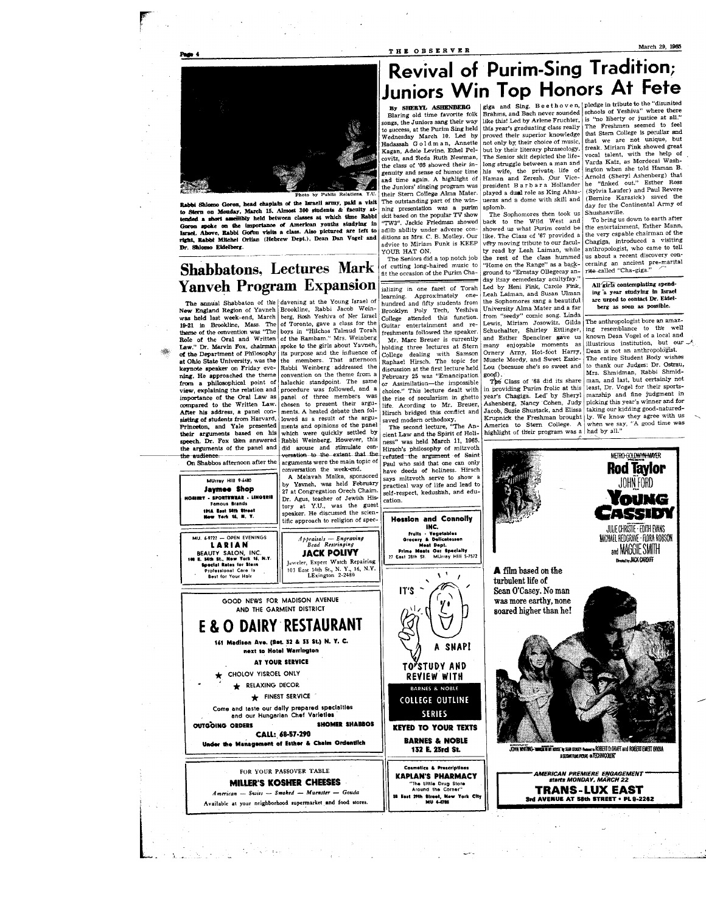Photo by Public Relations, Y.U.

Rabbi Shlomo Goren, head chaplain of the Israeli army, paid a visit to Stern on Monday, March 15. Almost 300 students & faculty attended a short assembly held between classes at which time Rabbi Goren spoke on the importance of American youths studying in Israel. Above, Rabbi Goren visits a class. Also pictured are left to right, Rabbi Mitchel Orlian (Hebrew Dept.), Dean Dan Vogel and Dr. Shlomo Eidelberg.

# Revival of Purim-Sing Tradition; Juniors Win Top Honors At Fete

By SHERYL ASHENBERG

Blaring old time favorite folk songs, the Juniors sang their way to success, at the Purim Sing held Wednesday March 10. Led by Hadassah Goldman, Annette Kagan, Adele Levine, Ethel Pelcovitz, and Reda Ruth Newman, the class of '66 showed their ingenuity and sense of humor time and time again. A highlight of the Juniors' singing program was their Stern College Alma Mater. The outstanding part of the winning presentation was a purim skit based on the popular TV show "TW3". Jackie Friedman showed adlib ability under adverse conditions as Mrs. C. B. Motley. Our advice to Miriam Funk is KEEP YOUR HAT ON.

The Seniors did a top notch job of cutting long-haired music to fit the occasion of the Purim Chagiga and Sing. Beethoven, Brahms, and Bach never sounded like this! Led by Arlene Fruchter, this year's graduating class really proved their superior knowledge not only by their choice of music, but by their literary phraseology. The Senior skit depicted the lifelong struggle between a man and his wife, the private life of Haman and Zeresh. Our Vice-president Barbara Hollander played a dual role as King Ahasueras and a dome with skill and aplomb.

The Sophomores then took us back to the Wild West and showed us what Purim could be like. The Class of '67 provided a very moving tribute to our faculty read by Leah Laiman, while the rest of the class hummed "Home on the Range" as a background to "Ernstay Ollegecay anday itsay eemedestay acultyfay." Led by Heni Fink, Carole Fink, Leah Laiman, and Susan Ulman the Sophomores sang a beautiful University Alma Mater and a far from "seedy" comic song. Linda Lewis, Miriam Josowitz, Gilda Schuchalter, Shirley Ettlinger, and Esther Spenciner gave us many enjoyable moments as Ornery Arny, Hot-foot Harry, Muscle Mordy, and Sweet Essie-Lou (because she's so sweet and good).

The Class of '68 did its share in providing Purim frolic at this year's Chagiga. Led by Sheryl Ashenberg, Nancy Cohen, Judy Jacob, Susie Shustack, and Elissa Krupnick the Freshman brought America to Stern College. A highlight of their program was a pledge in tribute to the "disunited schools of Yeshiva" where there is "no liberty or justice at all." The Freshmen seemed to feel that Stern College is peculiar and that we are not unique, but freak. Miriam Fink showed great vocal talent, with the help of Varda Katz, as Mordecai Washington when she told Haman B. Arnold (Sheryl Ashenberg) that he "finked out." Esther Ross (Sylvia Laufer) and Paul Revere (Bernice Karasick) saved the day for the Continental Army of Shushanville.

To bring us down to earth after the entertainment, Esther Mann, the very capable chairman of the Chagiga, introduced a visiting anthropologist, who came to tell us about a recent discovery concerning an ancient pre-marital rite called "Cha-giga."

The anthropologist bore an amazing resemblance to the well known Dean Vogel of a local and illustrious institution, but our Dean is not an anthropologist. The entire Student Body wishes to thank our Judges: Dr. Ostrau, Mrs. Shmidman, Rabbi Shmidman, and last, but certainly not least, Dr. Vogel for their sportsmanship and fine judgment in picking this year's winner and for taking our kidding good-naturedly. We know they agree with us when we say, "A good time was had by all."

**All girls contemplating spending a year studying in Israel are urged to contact Dr. Eidelberg as soon as possible.**

# Shabbatons, Lectures Mark Yanveh Program Expansion

The annual Shabbaton of the New England Region of Yavneh was held last week-end, March 19-21 in Brookline, Mass. The theme of the convention was "The Role of the Oral and Written Law." Dr. Marvin Fox, chairman of the Department of Philosophy at Ohio State University, was the keynote speaker on Friday evening. He approached the theme from a philosophical point of view, explaining the relation and importance of the Oral Law as compared to the Written Law. After his address, a panel consisting of students from Harvard, Princeton, and Yale presented their arguments based on his speech. Dr. Fox then answered the arguments of the panel and the audience.

On Shabbos afternoon after the davening at the Young Israel of Brookline, Rabbi Jacob Weinberg, Rosh Yeshiva of Ner Israel of Toronto, gave a class for the boys in "Hilchos Talmud Torah of the Rambam." Mrs. Weinberg spoke to the girls about Yavneh, its purpose and the influence of the members. That afternoon Rabbi Weinberg addressed the convention on the theme from a halachic standpoint. The same procedure was followed, and a panel of three members was chosen to present their arguments. A heated debate then followed as a result of the arguments and opinions of the panel which were quickly settled by Rabbi Weinberg. However, this did arouse and stimulate conversation to the extent that the arguments were the main topic of conversation the week-end.

A Melavah Malka, sponsored by Yavneh, was held February 27 at Congregation Orech Chaim. Dr. Agus, teacher of Jewish History at Y.U., was the guest speaker. He discussed the scientific approach to religion of specializing in one facet of Torah learning. Approximately one-hundred and fifty students from Brooklyn Poly Tech, Yeshiva College attended this function. Guitar entertainment and refreshments followed the speaker.

Mr. Marc Breuer is currently holding three lectures at Stern College dealing with Samson Raphael Hirsch. The topic for discussion at the first lecture held February 25 was "Emancipation or Assimilation—the impossible choice." This lecture dealt with the rise of secularism in ghetto life. According to Mr. Breuer, Hirsch bridged this conflict and saved modern orthodoxy.

The second lecture, "The Ancient Law and the Spirit of Holiness" was held March 11, 1965. Hirsch's philosophy of mitzvoth refuted the argument of Saint Paul who said that one can only have deeds of holiness. Hirsch says mitzvoth serve to show a practical way of life and lead to self-respect, kedushah, and education.

---

MUrray Hill 9-6480
**Jaymee Shop**
HOSIERY - SPORTSWEAR - LINGERIE
Famous Brands
191A East 34th Street
New York 16, N. Y.

---

MU. 6-9727 — OPEN EVENINGS
**LARIAN**
BEAUTY SALON, INC.
188 E. 34th St., New York 16, N.Y.
Special Rates for Stern
Professional Care is Best for Your Hair

---

*Appraisals — Engraving*
*Bead Restringing*
**JACK POLIVY**
Jeweler, Expert Watch Repairing
103 East 34th St., N. Y., 16, N.Y.
LExington 2-2480

---

**Hession and Connolly INC.**
Fruits - Vegetables
Grocery & Delicatessen
Meat Dept.
Prime Meats Our Specialty
77 East 28th St. MUrray Hill 5-7572

---

GOOD NEWS FOR MADISON AVENUE AND THE GARMENT DISTRICT

**E & O DAIRY RESTAURANT**

161 Madison Ave. (Bet. 32 & 33 St.) N. Y. C.
next to Hotel Warrington

AT YOUR SERVICE

★ CHOLOV YISROEL ONLY
★ RELAXING DECOR
★ FINEST SERVICE

Come and taste our daily prepared specialties and our Hungarian Chef Varieties

OUTGOING ORDERS — SHOMER SHABBOS

CALL: 68-57-290

Under the Management of Esther & Chaim Ordentlich

---

FOR YOUR PASSOVER TABLE

**MILLER'S KOSHER CHEESES**

*American — Swiss — Smoked — Muenster — Gouda*

Available at your neighborhood supermarket and food stores.

---

IT'S A SNAP!

TO STUDY AND REVIEW WITH

BARNES & NOBLE
COLLEGE OUTLINE SERIES

KEYED TO YOUR TEXTS

**BARNES & NOBLE**
**132 E. 23rd St.**

---

Cosmetics & Prescriptions
**KAPLAN'S PHARMACY**
"The Little Drug Store Around the Corner"
38 East 29th Street, New York City
MU 4-4788

---

METRO-GOLDWYN-MAYER presents
**Rod Taylor**
JOHN FORD'S
**YOUNG CASSIDY**
JULIE CHRISTIE · EDITH EVANS
MICHAEL REDGRAVE · FLORA ROBSON
and MAGGIE SMITH
Directed by JACK CARDIFF

**A film based on the turbulent life of Sean O'Casey. No man was more earthy, none soared higher than he!**

*AMERICAN PREMIERE ENGAGEMENT starts MONDAY, MARCH 22*
**TRANS-LUX EAST**
3rd AVENUE AT 58th STREET • PL 9-2262